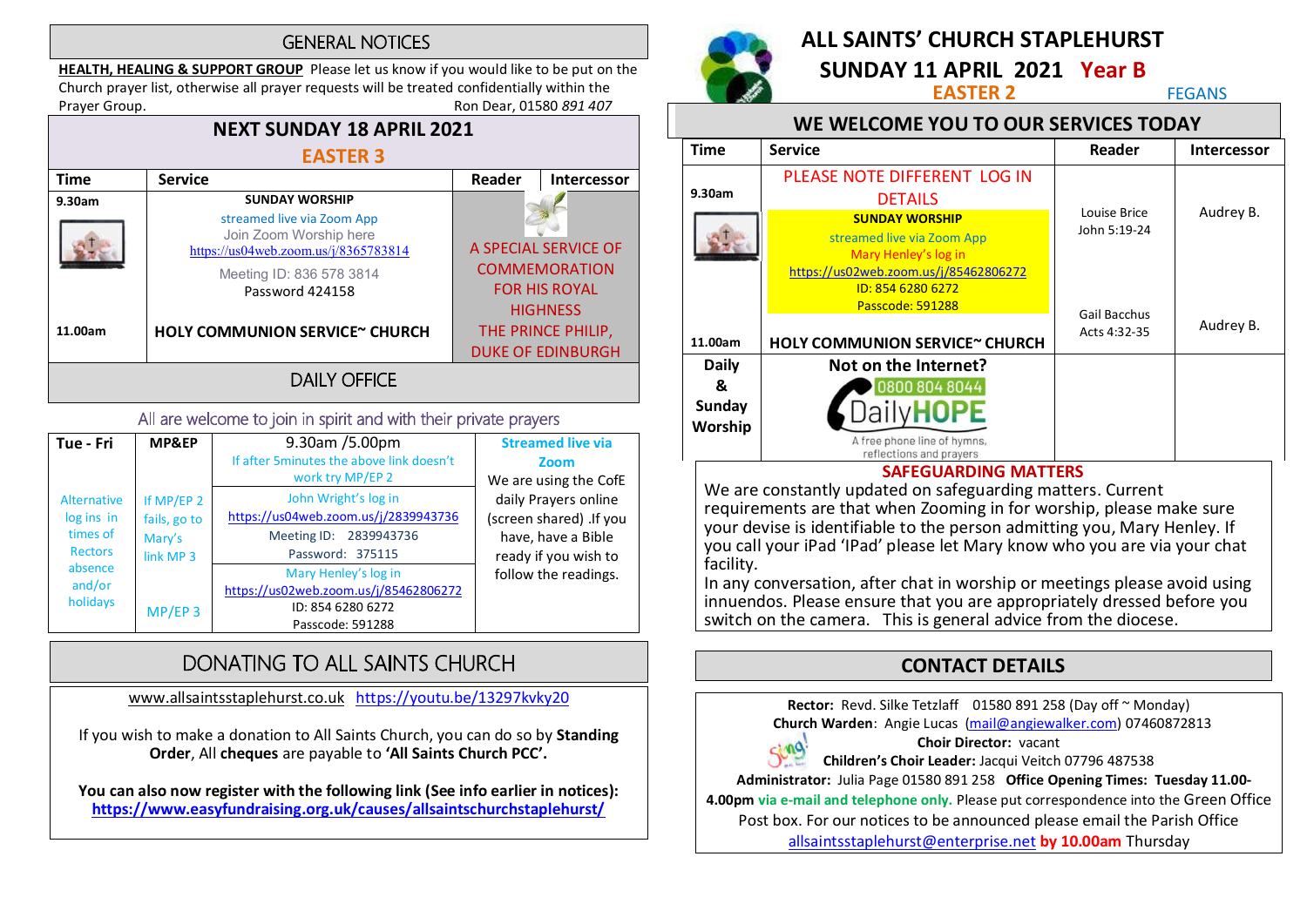## GENERAL NOTICES

**HEALTH, HEALING & SUPPORT GROUP** Please let us know if you would like to be put on the Church prayer list, otherwise all prayer requests will be treated confidentially within the Prayer Group. Ron Dear, 01580 *891 407*

## NEXT SUNDAY 18 APRIL 2021

### EASTER 3

| Time | Service | Reader | Intercessor |
|---|---|---|---|
| 9.30am | SUNDAY WORSHIP<br>streamed live via Zoom App<br>Join Zoom Worship here<br>https://us04web.zoom.us/j/8365783814<br>Meeting ID: 836 578 3814<br>Password 424158 | A SPECIAL SERVICE OF COMMEMORATION FOR HIS ROYAL HIGHNESS THE PRINCE PHILIP, DUKE OF EDINBURGH | |
| 11.00am | HOLY COMMUNION SERVICE~ CHURCH | | |

## DAILY OFFICE

All are welcome to join in spirit and with their private prayers

| Tue - Fri | MP&EP | 9.30am /5.00pm | Streamed live via Zoom |
|---|---|---|---|
| Alternative log ins in times of Rectors absence and/or holidays | If MP/EP 2 fails, go to Mary's link MP 3 | If after 5minutes the above link doesn't work try MP/EP 2 | We are using the CofE daily Prayers online (screen shared) .If you have, have a Bible ready if you wish to follow the readings. |
| | | John Wright's log in<br>https://us04web.zoom.us/j/2839943736<br>Meeting ID: 2839943736<br>Password: 375115 | |
| | MP/EP 3 | Mary Henley's log in<br>https://us02web.zoom.us/j/85462806272<br>ID: 854 6280 6272<br>Passcode: 591288 | |

## DONATING TO ALL SAINTS CHURCH

www.allsaintsstaplehurst.co.uk https://youtu.be/13297kvky20

If you wish to make a donation to All Saints Church, you can do so by **Standing Order**, All **cheques** are payable to **'All Saints Church PCC'.**

**You can also now register with the following link (See info earlier in notices):**
**https://www.easyfundraising.org.uk/causes/allsaintschurchstaplehurst/**

# ALL SAINTS' CHURCH STAPLEHURST

## SUNDAY 11 APRIL 2021 Year B

### EASTER 2

FEGANS

## WE WELCOME YOU TO OUR SERVICES TODAY

| Time | Service | Reader | Intercessor |
|---|---|---|---|
| 9.30am | PLEASE NOTE DIFFERENT LOG IN DETAILS<br>SUNDAY WORSHIP<br>streamed live via Zoom App<br>Mary Henley's log in<br>https://us02web.zoom.us/j/85462806272<br>ID: 854 6280 6272<br>Passcode: 591288 | Louise Brice<br>John 5:19-24 | Audrey B. |
| 11.00am | HOLY COMMUNION SERVICE~ CHURCH | Gail Bacchus<br>Acts 4:32-35 | Audrey B. |
| Daily & Sunday Worship | Not on the Internet?<br>0800 804 8044<br>DailyHOPE<br>A free phone line of hymns, reflections and prayers | | |

### SAFEGUARDING MATTERS

We are constantly updated on safeguarding matters. Current requirements are that when Zooming in for worship, please make sure your devise is identifiable to the person admitting you, Mary Henley. If you call your iPad 'IPad' please let Mary know who you are via your chat facility.

In any conversation, after chat in worship or meetings please avoid using innuendos. Please ensure that you are appropriately dressed before you switch on the camera. This is general advice from the diocese.

## CONTACT DETAILS

**Rector:** Revd. Silke Tetzlaff 01580 891 258 (Day off ~ Monday)
**Church Warden**: Angie Lucas (mail@angiewalker.com) 07460872813
**Choir Director:** vacant
**Children's Choir Leader:** Jacqui Veitch 07796 487538
**Administrator:** Julia Page 01580 891 258 **Office Opening Times: Tuesday 11.00-4.00pm** via e-mail and telephone only. Please put correspondence into the Green Office Post box. For our notices to be announced please email the Parish Office allsaintsstaplehurst@enterprise.net **by 10.00am** Thursday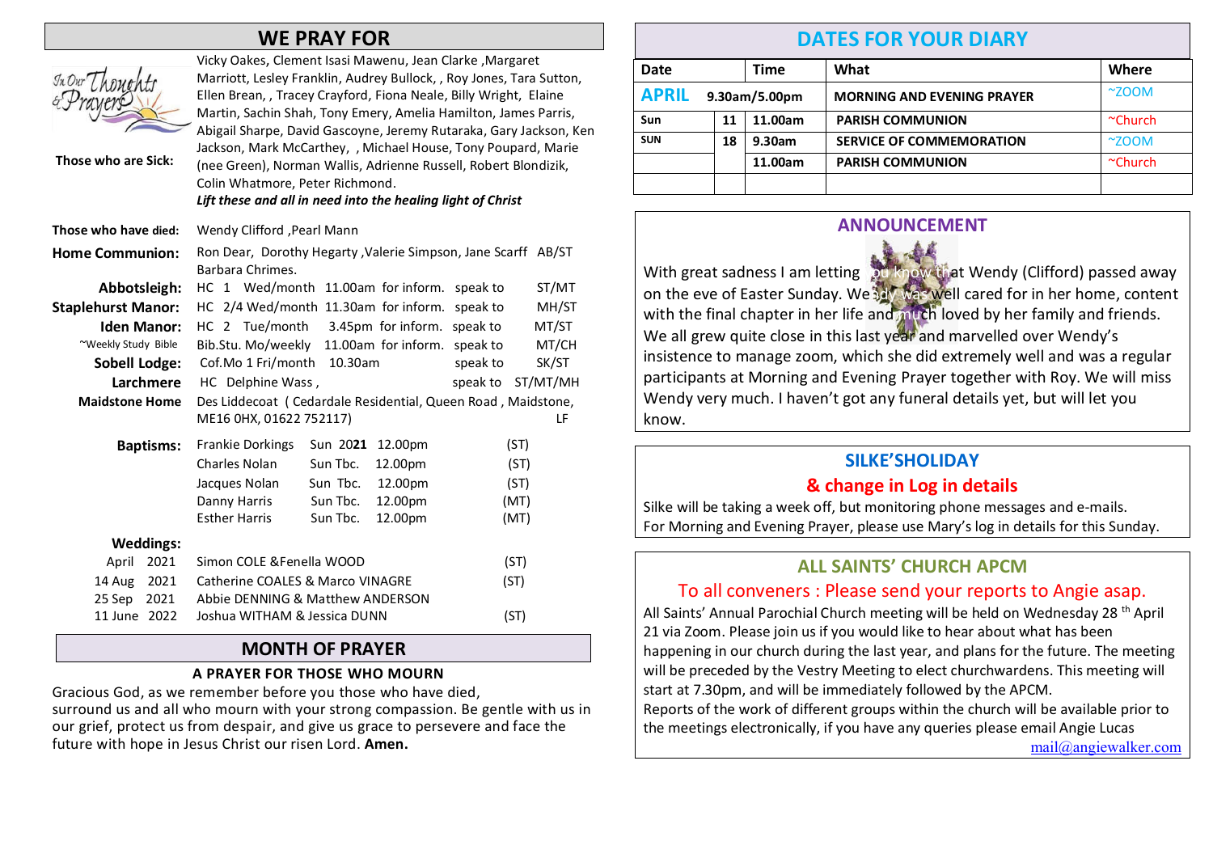## WE PRAY FOR

**Those who are Sick:** Vicky Oakes, Clement Isasi Mawenu, Jean Clarke ,Margaret Marriott, Lesley Franklin, Audrey Bullock, , Roy Jones, Tara Sutton, Ellen Brean, , Tracey Crayford, Fiona Neale, Billy Wright, Elaine Martin, Sachin Shah, Tony Emery, Amelia Hamilton, James Parris, Abigail Sharpe, David Gascoyne, Jeremy Rutaraka, Gary Jackson, Ken Jackson, Mark McCarthey, , Michael House, Tony Poupard, Marie (nee Green), Norman Wallis, Adrienne Russell, Robert Blondizik, Colin Whatmore, Peter Richmond.

***Lift these and all in need into the healing light of Christ***

**Those who have died:** Wendy Clifford ,Pearl Mann

**Home Communion:** Ron Dear, Dorothy Hegarty ,Valerie Simpson, Jane Scarff AB/ST Barbara Chrimes.

| | | | | |
|---|---|---|---|---|
| **Abbotsleigh:** | HC 1 Wed/month | 11.00am for inform. | speak to | ST/MT |
| **Staplehurst Manor:** | HC 2/4 Wed/month | 11.30am for inform. | speak to | MH/ST |
| **Iden Manor:** | HC 2 Tue/month | 3.45pm for inform. | speak to | MT/ST |
| ~Weekly Study Bible | Bib.Stu. Mo/weekly | 11.00am for inform. | speak to | MT/CH |
| **Sobell Lodge:** | Cof.Mo 1 Fri/month | 10.30am | speak to | SK/ST |
| **Larchmere** | HC Delphine Wass , | | speak to | ST/MT/MH |

**Maidstone Home** Des Liddecoat ( Cedardale Residential, Queen Road , Maidstone, ME16 0HX, 01622 752117) LF

**Baptisms:**

| Name | Date | Time | |
|---|---|---|---|
| Frankie Dorkings | Sun 20**21** | 12.00pm | (ST) |
| Charles Nolan | Sun Tbc. | 12.00pm | (ST) |
| Jacques Nolan | Sun Tbc. | 12.00pm | (ST) |
| Danny Harris | Sun Tbc. | 12.00pm | (MT) |
| Esther Harris | Sun Tbc. | 12.00pm | (MT) |

**Weddings:**

| Date | Couple | |
|---|---|---|
| April 2021 | Simon COLE &Fenella WOOD | (ST) |
| 14 Aug 2021 | Catherine COALES & Marco VINAGRE | (ST) |
| 25 Sep 2021 | Abbie DENNING & Matthew ANDERSON | |
| 11 June 2022 | Joshua WITHAM & Jessica DUNN | (ST) |

## MONTH OF PRAYER

### A PRAYER FOR THOSE WHO MOURN

Gracious God, as we remember before you those who have died, surround us and all who mourn with your strong compassion. Be gentle with us in our grief, protect us from despair, and give us grace to persevere and face the future with hope in Jesus Christ our risen Lord. **Amen.**

## DATES FOR YOUR DIARY

| Date | | Time | What | Where |
|---|---|---|---|---|
| **APRIL** | | 9.30am/5.00pm | MORNING AND EVENING PRAYER | ~ZOOM |
| Sun | 11 | 11.00am | PARISH COMMUNION | ~Church |
| SUN | 18 | 9.30am | SERVICE OF COMMEMORATION | ~ZOOM |
| | | 11.00am | PARISH COMMUNION | ~Church |
| | | | | |

## ANNOUNCEMENT

With great sadness I am letting you know that Wendy (Clifford) passed away on the eve of Easter Sunday. Wendy was well cared for in her home, content with the final chapter in her life and much loved by her family and friends. We all grew quite close in this last year and marvelled over Wendy's insistence to manage zoom, which she did extremely well and was a regular participants at Morning and Evening Prayer together with Roy. We will miss Wendy very much. I haven't got any funeral details yet, but will let you know.

## SILKE'SHOLIDAY

### & change in Log in details

Silke will be taking a week off, but monitoring phone messages and e-mails. For Morning and Evening Prayer, please use Mary's log in details for this Sunday.

## ALL SAINTS' CHURCH APCM

### To all conveners : Please send your reports to Angie asap.

All Saints' Annual Parochial Church meeting will be held on Wednesday 28 th April 21 via Zoom. Please join us if you would like to hear about what has been happening in our church during the last year, and plans for the future. The meeting will be preceded by the Vestry Meeting to elect churchwardens. This meeting will start at 7.30pm, and will be immediately followed by the APCM.
Reports of the work of different groups within the church will be available prior to the meetings electronically, if you have any queries please email Angie Lucas mail@angiewalker.com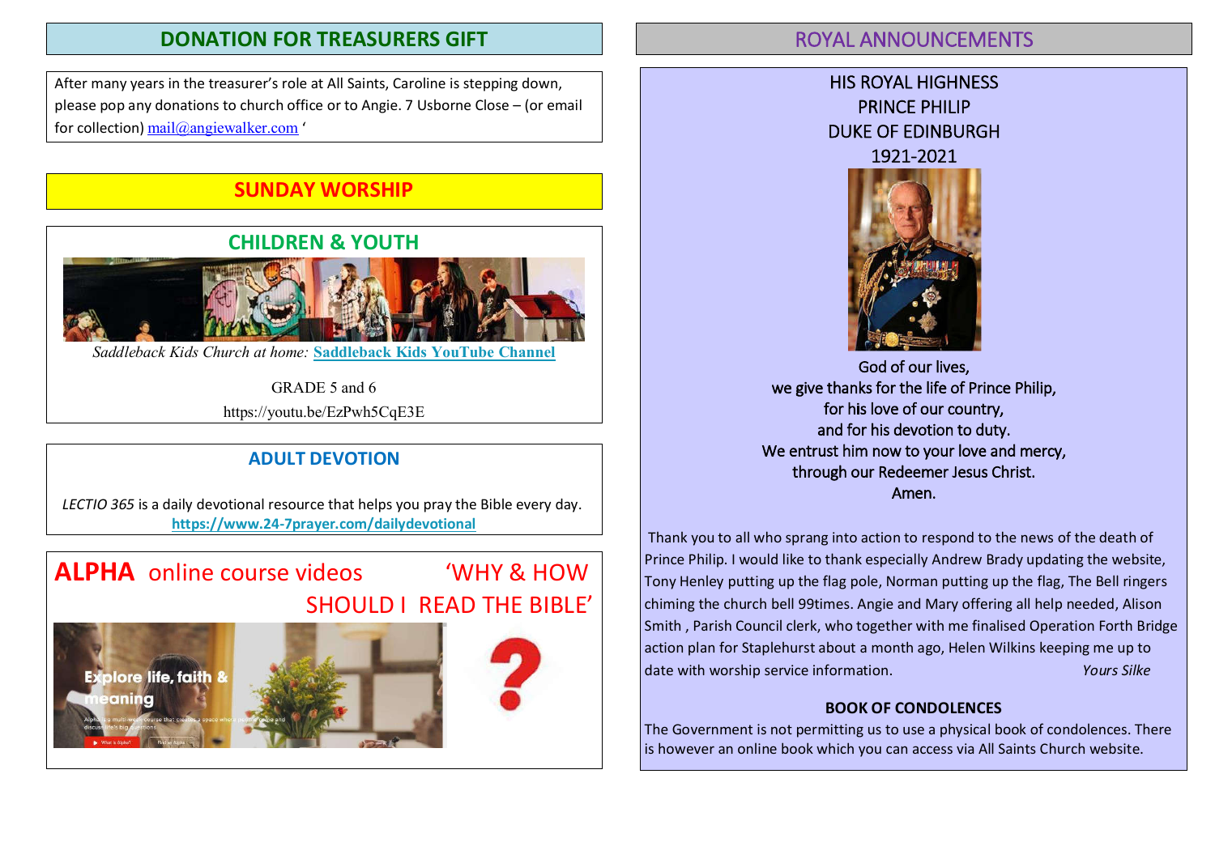## DONATION FOR TREASURERS GIFT

After many years in the treasurer's role at All Saints, Caroline is stepping down, please pop any donations to church office or to Angie. 7 Usborne Close – (or email for collection) mail@angiewalker.com '

## SUNDAY WORSHIP

### CHILDREN & YOUTH

*Saddleback Kids Church at home:* **Saddleback Kids YouTube Channel**

GRADE 5 and 6

https://youtu.be/EzPwh5CqE3E

### ADULT DEVOTION

*LECTIO 365* is a daily devotional resource that helps you pray the Bible every day.

**https://www.24-7prayer.com/dailydevotional**

**ALPHA** online course videos 'WHY & HOW SHOULD I READ THE BIBLE'

## ROYAL ANNOUNCEMENTS

HIS ROYAL HIGHNESS
PRINCE PHILIP
DUKE OF EDINBURGH
1921-2021

God of our lives,
we give thanks for the life of Prince Philip,
for his love of our country,
and for his devotion to duty.
We entrust him now to your love and mercy,
through our Redeemer Jesus Christ.
Amen.

Thank you to all who sprang into action to respond to the news of the death of Prince Philip. I would like to thank especially Andrew Brady updating the website, Tony Henley putting up the flag pole, Norman putting up the flag, The Bell ringers chiming the church bell 99times. Angie and Mary offering all help needed, Alison Smith , Parish Council clerk, who together with me finalised Operation Forth Bridge action plan for Staplehurst about a month ago, Helen Wilkins keeping me up to date with worship service information. *Yours Silke*

**BOOK OF CONDOLENCES**

The Government is not permitting us to use a physical book of condolences. There is however an online book which you can access via All Saints Church website.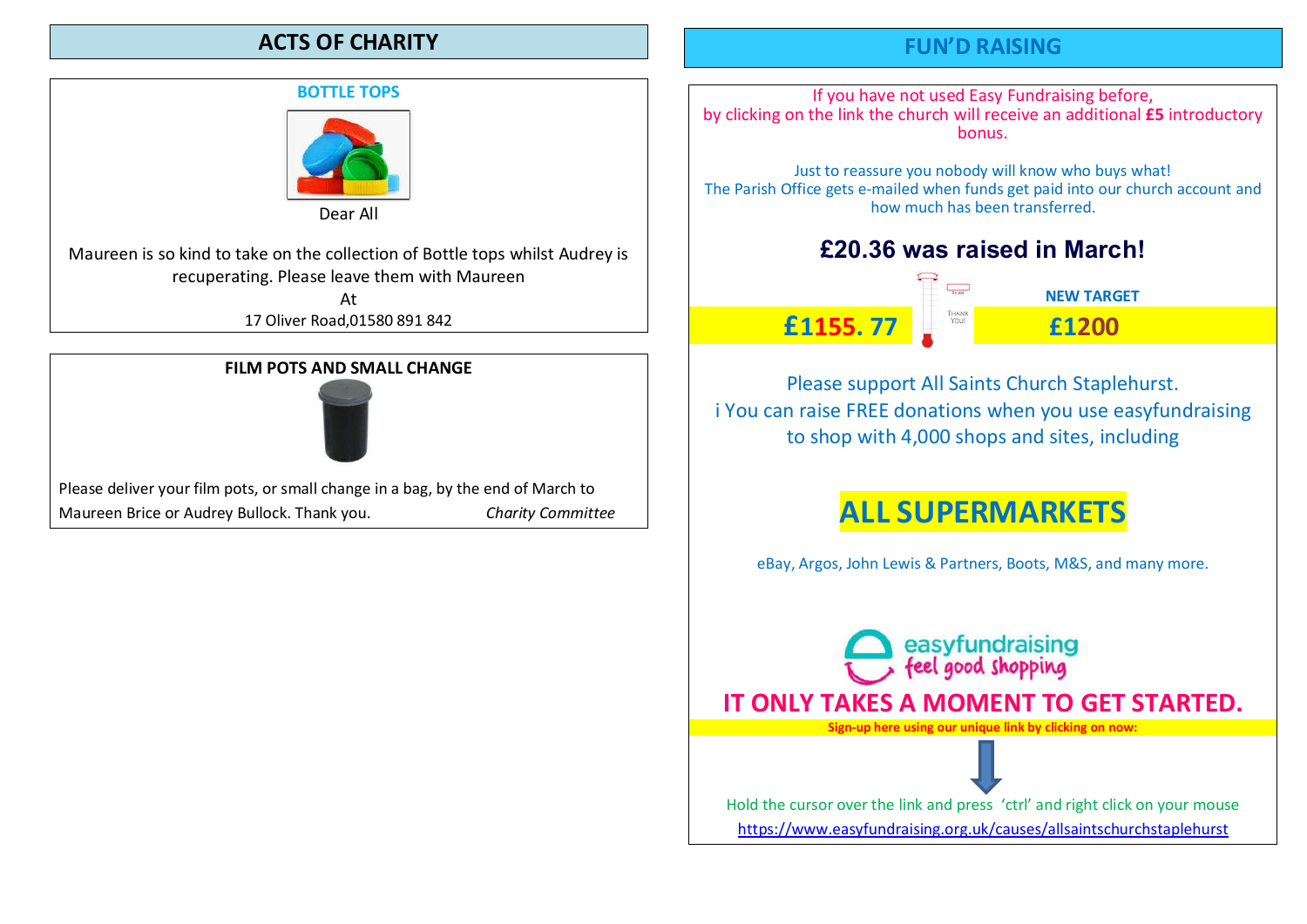## ACTS OF CHARITY

### BOTTLE TOPS

Dear All

Maureen is so kind to take on the collection of Bottle tops whilst Audrey is recuperating. Please leave them with Maureen

At

17 Oliver Road,01580 891 842

### FILM POTS AND SMALL CHANGE

Please deliver your film pots, or small change in a bag, by the end of March to Maureen Brice or Audrey Bullock. Thank you. *Charity Committee*

## FUN'D RAISING

If you have not used Easy Fundraising before, by clicking on the link the church will receive an additional **£5** introductory bonus.

Just to reassure you nobody will know who buys what!
The Parish Office gets e-mailed when funds get paid into our church account and how much has been transferred.

**£20.36 was raised in March!**

**£1155. 77**

**NEW TARGET**

**£1200**

Please support All Saints Church Staplehurst.
i You can raise FREE donations when you use easyfundraising to shop with 4,000 shops and sites, including

# ALL SUPERMARKETS

eBay, Argos, John Lewis & Partners, Boots, M&S, and many more.

easyfundraising
feel good shopping

**IT ONLY TAKES A MOMENT TO GET STARTED.**

**Sign-up here using our unique link by clicking on now:**

Hold the cursor over the link and press 'ctrl' and right click on your mouse
https://www.easyfundraising.org.uk/causes/allsaintschurchstaplehurst